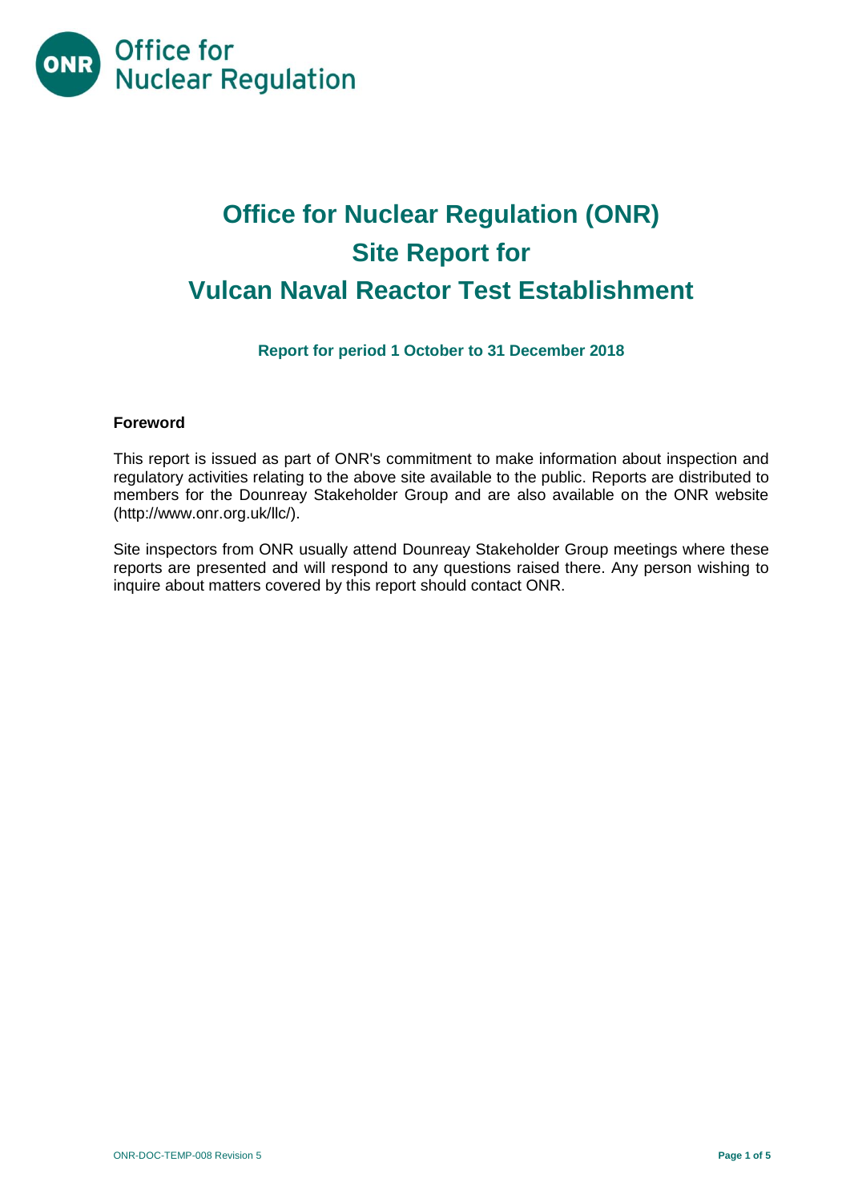Office for Nuclear Regulation

# Office for Nuclear Regulation (ONR) Site Report for Vulcan Naval Reactor Test Establishment

**Report for period 1 October to 31 December 2018**

### Foreword

This report is issued as part of ONR's commitment to make information about inspection and regulatory activities relating to the above site available to the public. Reports are distributed to members for the Dounreay Stakeholder Group and are also available on the ONR website (http://www.onr.org.uk/llc/).

Site inspectors from ONR usually attend Dounreay Stakeholder Group meetings where these reports are presented and will respond to any questions raised there. Any person wishing to inquire about matters covered by this report should contact ONR.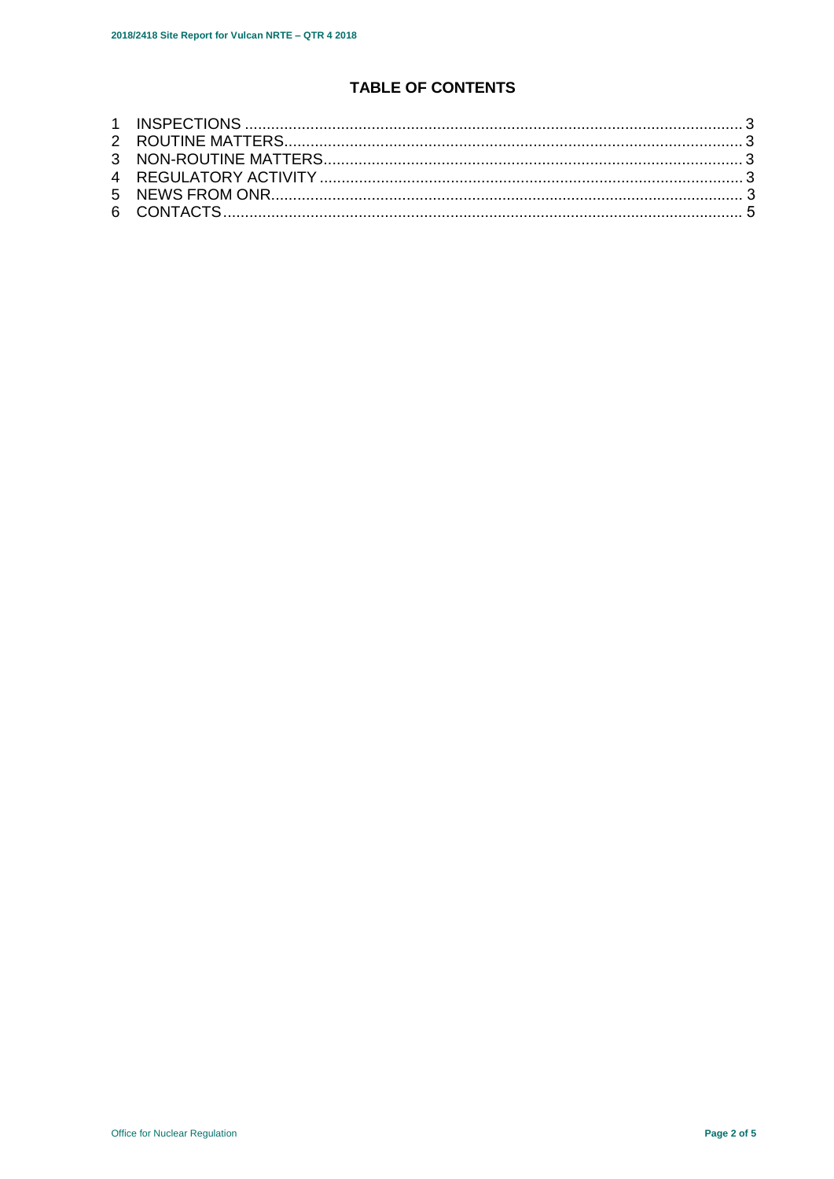# TABLE OF CONTENTS

1 INSPECTIONS ........................................................................................................ 3
2 ROUTINE MATTERS ............................................................................................. 3
3 NON-ROUTINE MATTERS .................................................................................... 3
4 REGULATORY ACTIVITY ..................................................................................... 3
5 NEWS FROM ONR ................................................................................................ 3
6 CONTACTS ............................................................................................................ 5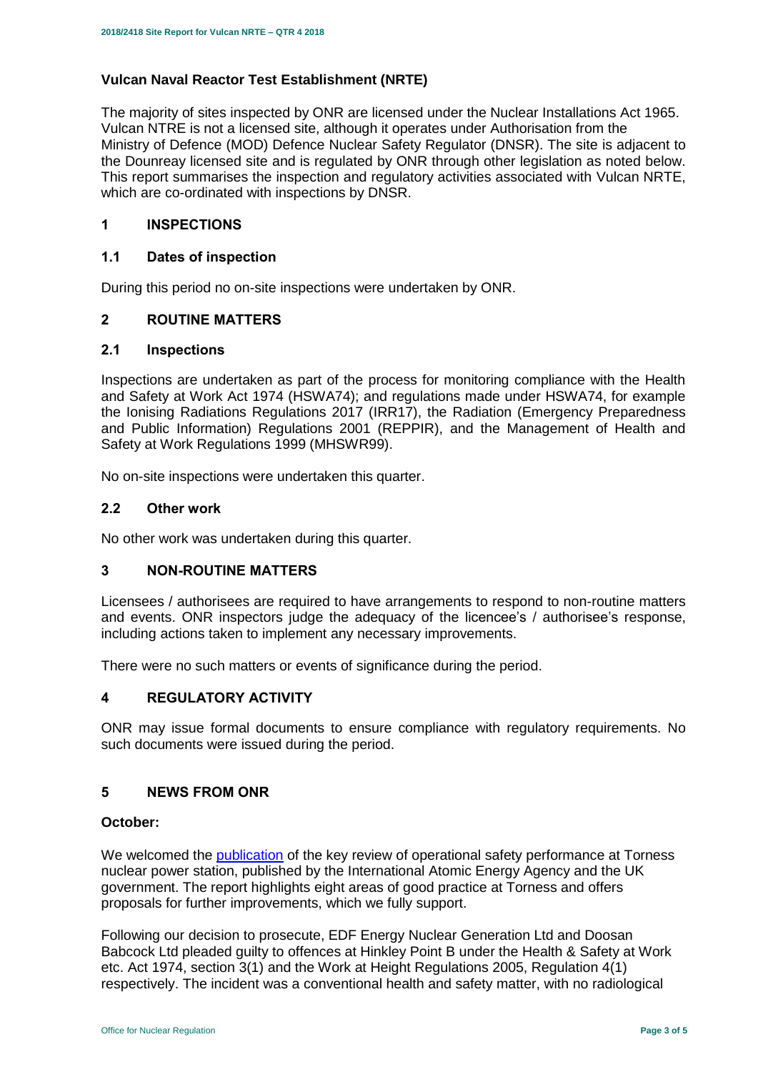## Vulcan Naval Reactor Test Establishment (NRTE)

The majority of sites inspected by ONR are licensed under the Nuclear Installations Act 1965. Vulcan NTRE is not a licensed site, although it operates under Authorisation from the Ministry of Defence (MOD) Defence Nuclear Safety Regulator (DNSR). The site is adjacent to the Dounreay licensed site and is regulated by ONR through other legislation as noted below. This report summarises the inspection and regulatory activities associated with Vulcan NRTE, which are co-ordinated with inspections by DNSR.

## 1 INSPECTIONS

### 1.1 Dates of inspection

During this period no on-site inspections were undertaken by ONR.

## 2 ROUTINE MATTERS

### 2.1 Inspections

Inspections are undertaken as part of the process for monitoring compliance with the Health and Safety at Work Act 1974 (HSWA74); and regulations made under HSWA74, for example the Ionising Radiations Regulations 2017 (IRR17), the Radiation (Emergency Preparedness and Public Information) Regulations 2001 (REPPIR), and the Management of Health and Safety at Work Regulations 1999 (MHSWR99).

No on-site inspections were undertaken this quarter.

### 2.2 Other work

No other work was undertaken during this quarter.

## 3 NON-ROUTINE MATTERS

Licensees / authorisees are required to have arrangements to respond to non-routine matters and events. ONR inspectors judge the adequacy of the licencee's / authorisee's response, including actions taken to implement any necessary improvements.

There were no such matters or events of significance during the period.

## 4 REGULATORY ACTIVITY

ONR may issue formal documents to ensure compliance with regulatory requirements. No such documents were issued during the period.

## 5 NEWS FROM ONR

**October:**

We welcomed the publication of the key review of operational safety performance at Torness nuclear power station, published by the International Atomic Energy Agency and the UK government. The report highlights eight areas of good practice at Torness and offers proposals for further improvements, which we fully support.

Following our decision to prosecute, EDF Energy Nuclear Generation Ltd and Doosan Babcock Ltd pleaded guilty to offences at Hinkley Point B under the Health & Safety at Work etc. Act 1974, section 3(1) and the Work at Height Regulations 2005, Regulation 4(1) respectively. The incident was a conventional health and safety matter, with no radiological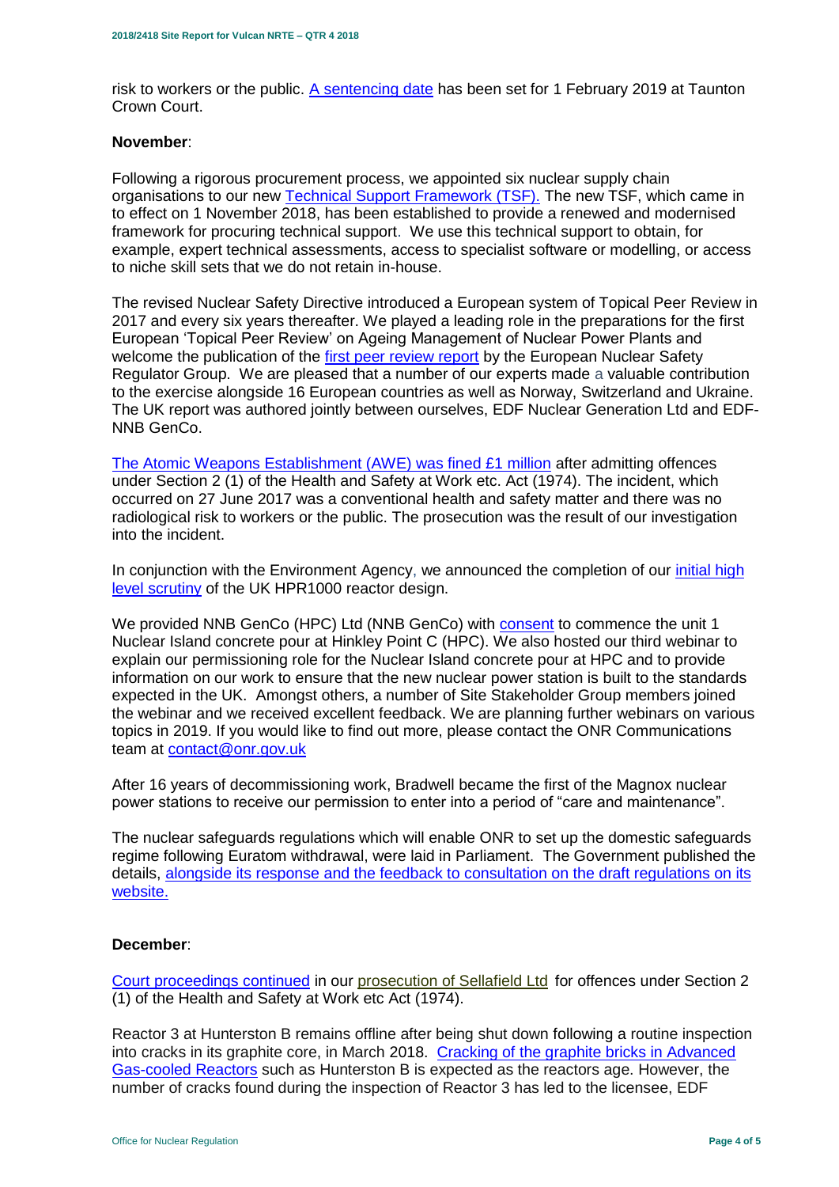risk to workers or the public. [A sentencing date] has been set for 1 February 2019 at Taunton Crown Court.

**November**:

Following a rigorous procurement process, we appointed six nuclear supply chain organisations to our new Technical Support Framework (TSF). The new TSF, which came in to effect on 1 November 2018, has been established to provide a renewed and modernised framework for procuring technical support. We use this technical support to obtain, for example, expert technical assessments, access to specialist software or modelling, or access to niche skill sets that we do not retain in-house.

The revised Nuclear Safety Directive introduced a European system of Topical Peer Review in 2017 and every six years thereafter. We played a leading role in the preparations for the first European 'Topical Peer Review' on Ageing Management of Nuclear Power Plants and welcome the publication of the first peer review report by the European Nuclear Safety Regulator Group. We are pleased that a number of our experts made a valuable contribution to the exercise alongside 16 European countries as well as Norway, Switzerland and Ukraine. The UK report was authored jointly between ourselves, EDF Nuclear Generation Ltd and EDF-NNB GenCo.

The Atomic Weapons Establishment (AWE) was fined £1 million after admitting offences under Section 2 (1) of the Health and Safety at Work etc. Act (1974). The incident, which occurred on 27 June 2017 was a conventional health and safety matter and there was no radiological risk to workers or the public. The prosecution was the result of our investigation into the incident.

In conjunction with the Environment Agency, we announced the completion of our initial high level scrutiny of the UK HPR1000 reactor design.

We provided NNB GenCo (HPC) Ltd (NNB GenCo) with consent to commence the unit 1 Nuclear Island concrete pour at Hinkley Point C (HPC). We also hosted our third webinar to explain our permissioning role for the Nuclear Island concrete pour at HPC and to provide information on our work to ensure that the new nuclear power station is built to the standards expected in the UK. Amongst others, a number of Site Stakeholder Group members joined the webinar and we received excellent feedback. We are planning further webinars on various topics in 2019. If you would like to find out more, please contact the ONR Communications team at contact@onr.gov.uk

After 16 years of decommissioning work, Bradwell became the first of the Magnox nuclear power stations to receive our permission to enter into a period of "care and maintenance".

The nuclear safeguards regulations which will enable ONR to set up the domestic safeguards regime following Euratom withdrawal, were laid in Parliament. The Government published the details, alongside its response and the feedback to consultation on the draft regulations on its website.

**December**:

Court proceedings continued in our prosecution of Sellafield Ltd for offences under Section 2 (1) of the Health and Safety at Work etc Act (1974).

Reactor 3 at Hunterston B remains offline after being shut down following a routine inspection into cracks in its graphite core, in March 2018. Cracking of the graphite bricks in Advanced Gas-cooled Reactors such as Hunterston B is expected as the reactors age. However, the number of cracks found during the inspection of Reactor 3 has led to the licensee, EDF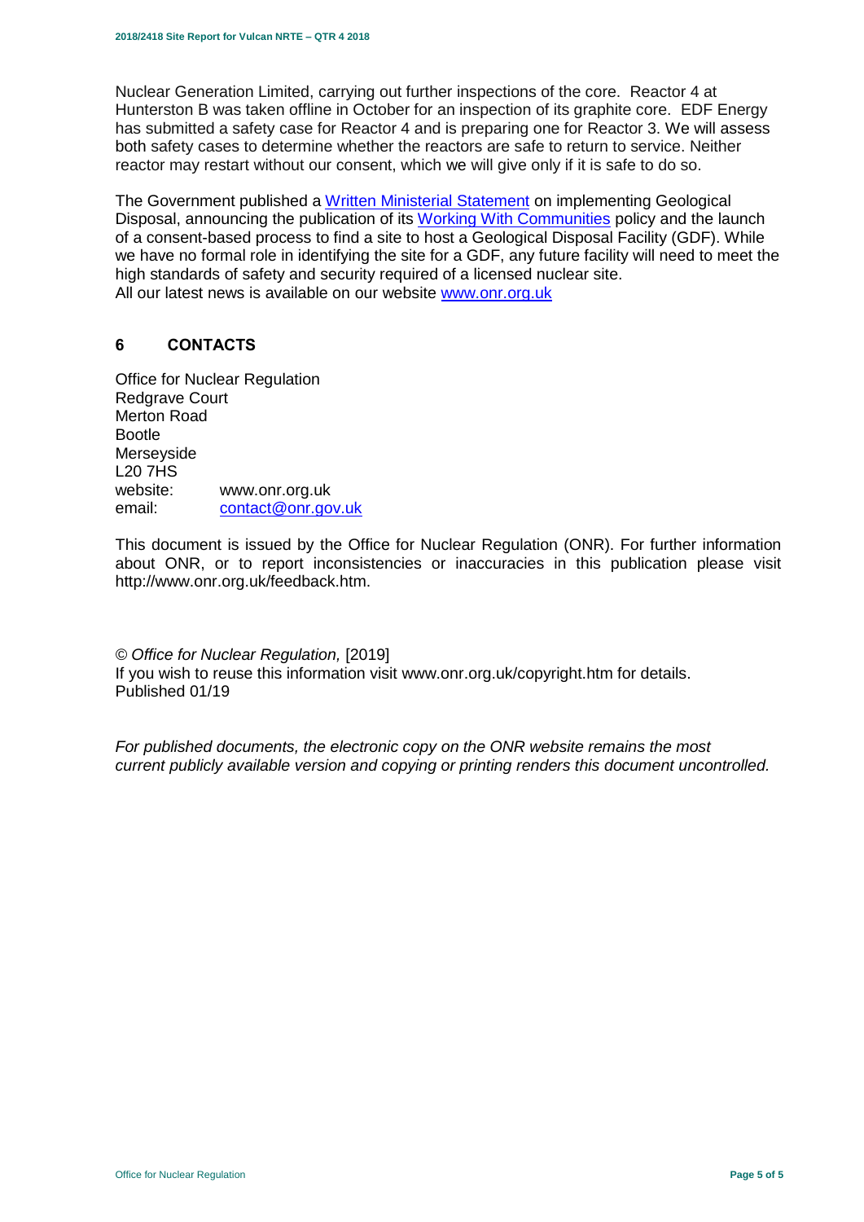Nuclear Generation Limited, carrying out further inspections of the core. Reactor 4 at Hunterston B was taken offline in October for an inspection of its graphite core. EDF Energy has submitted a safety case for Reactor 4 and is preparing one for Reactor 3. We will assess both safety cases to determine whether the reactors are safe to return to service. Neither reactor may restart without our consent, which we will give only if it is safe to do so.

The Government published a Written Ministerial Statement on implementing Geological Disposal, announcing the publication of its Working With Communities policy and the launch of a consent-based process to find a site to host a Geological Disposal Facility (GDF). While we have no formal role in identifying the site for a GDF, any future facility will need to meet the high standards of safety and security required of a licensed nuclear site.
All our latest news is available on our website www.onr.org.uk

## 6 CONTACTS

Office for Nuclear Regulation
Redgrave Court
Merton Road
Bootle
Merseyside
L20 7HS
website: www.onr.org.uk
email: contact@onr.gov.uk

This document is issued by the Office for Nuclear Regulation (ONR). For further information about ONR, or to report inconsistencies or inaccuracies in this publication please visit http://www.onr.org.uk/feedback.htm.

© *Office for Nuclear Regulation,* [2019]
If you wish to reuse this information visit www.onr.org.uk/copyright.htm for details.
Published 01/19

*For published documents, the electronic copy on the ONR website remains the most current publicly available version and copying or printing renders this document uncontrolled.*